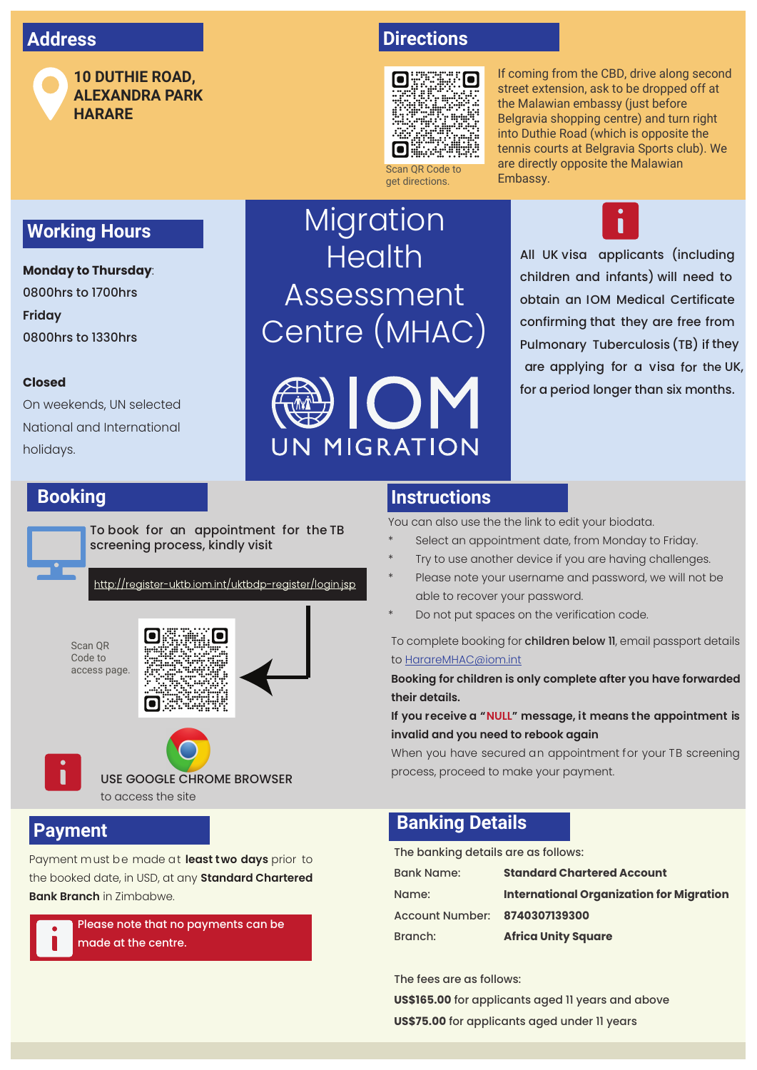# Migration Health Assessment Centre (MHAC)

IOM UN MIGRATION

## Address

**10 DUTHIE ROAD, ALEXANDRA PARK HARARE**

## Directions

Scan QR Code to get directions.

If coming from the CBD, drive along second street extension, ask to be dropped off at the Malawian embassy (just before Belgravia shopping centre) and turn right into Duthie Road (which is opposite the tennis courts at Belgravia Sports club). We are directly opposite the Malawian Embassy.

## Working Hours

**Monday to Thursday**:
0800hrs to 1700hrs

**Friday**
0800hrs to 1330hrs

**Closed**
On weekends, UN selected National and International holidays.

All UK visa applicants (including children and infants) will need to obtain an IOM Medical Certificate confirming that they are free from Pulmonary Tuberculosis (TB) if they are applying for a visa for the UK, for a period longer than six months.

## Booking

To book for an appointment for the TB screening process, kindly visit

http://register-uktb.iom.int/uktbdp-register/login.jsp

Scan QR Code to access page.

USE GOOGLE CHROME BROWSER to access the site

## Instructions

You can also use the the link to edit your biodata.

- Select an appointment date, from Monday to Friday.
- Try to use another device if you are having challenges.
- Please note your username and password, we will not be able to recover your password.
- Do not put spaces on the verification code.

To complete booking for **children below 11**, email passport details to HarareMHAC@iom.int

**Booking for children is only complete after you have forwarded their details.**

**If you receive a "NULL" message, it means the appointment is invalid and you need to rebook again**

When you have secured an appointment for your TB screening process, proceed to make your payment.

## Payment

Payment must be made at **least two days** prior to the booked date, in USD, at any **Standard Chartered Bank Branch** in Zimbabwe.

Please note that no payments can be made at the centre.

## Banking Details

The banking details are as follows:

| | |
|---|---|
| Bank Name: | **Standard Chartered Account** |
| Name: | **International Organization for Migration** |
| Account Number: | **8740307139300** |
| Branch: | **Africa Unity Square** |

The fees are as follows:

**US$165.00** for applicants aged 11 years and above

**US$75.00** for applicants aged under 11 years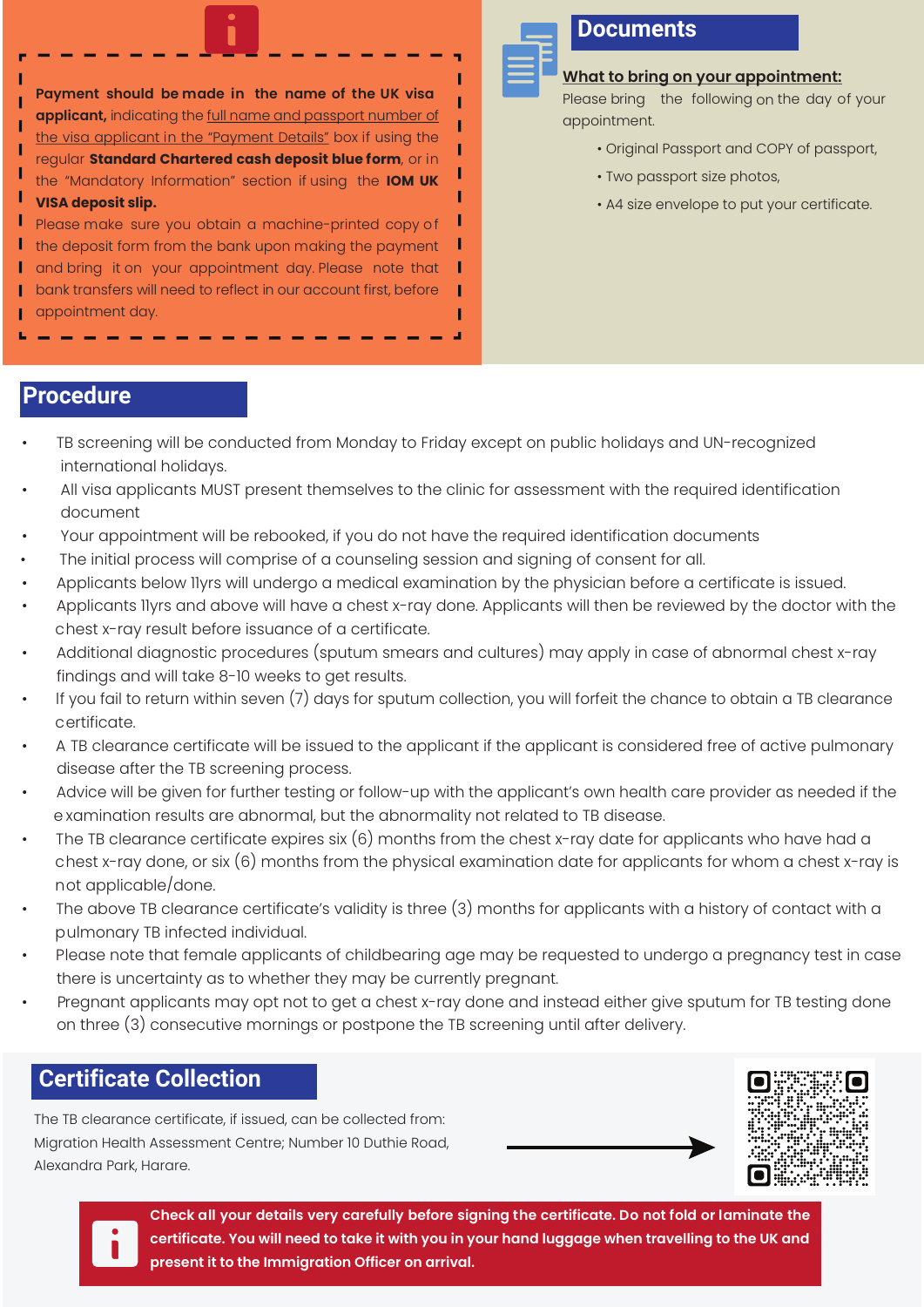**Payment should be made in the name of the UK visa applicant,** indicating the full name and passport number of the visa applicant in the "Payment Details" box if using the regular **Standard Chartered cash deposit blue form**, or in the "Mandatory Information" section if using the **IOM UK VISA deposit slip.**

Please make sure you obtain a machine-printed copy of the deposit form from the bank upon making the payment and bring it on your appointment day. Please note that bank transfers will need to reflect in our account first, before appointment day.

## Documents

**What to bring on your appointment:**

Please bring the following on the day of your appointment.

- Original Passport and COPY of passport,
- Two passport size photos,
- A4 size envelope to put your certificate.

## Procedure

- TB screening will be conducted from Monday to Friday except on public holidays and UN-recognized international holidays.
- All visa applicants MUST present themselves to the clinic for assessment with the required identification document
- Your appointment will be rebooked, if you do not have the required identification documents
- The initial process will comprise of a counseling session and signing of consent for all.
- Applicants below 11yrs will undergo a medical examination by the physician before a certificate is issued.
- Applicants 11yrs and above will have a chest x-ray done. Applicants will then be reviewed by the doctor with the chest x-ray result before issuance of a certificate.
- Additional diagnostic procedures (sputum smears and cultures) may apply in case of abnormal chest x-ray findings and will take 8-10 weeks to get results.
- If you fail to return within seven (7) days for sputum collection, you will forfeit the chance to obtain a TB clearance certificate.
- A TB clearance certificate will be issued to the applicant if the applicant is considered free of active pulmonary disease after the TB screening process.
- Advice will be given for further testing or follow-up with the applicant's own health care provider as needed if the examination results are abnormal, but the abnormality not related to TB disease.
- The TB clearance certificate expires six (6) months from the chest x-ray date for applicants who have had a chest x-ray done, or six (6) months from the physical examination date for applicants for whom a chest x-ray is not applicable/done.
- The above TB clearance certificate's validity is three (3) months for applicants with a history of contact with a pulmonary TB infected individual.
- Please note that female applicants of childbearing age may be requested to undergo a pregnancy test in case there is uncertainty as to whether they may be currently pregnant.
- Pregnant applicants may opt not to get a chest x-ray done and instead either give sputum for TB testing done on three (3) consecutive mornings or postpone the TB screening until after delivery.

## Certificate Collection

The TB clearance certificate, if issued, can be collected from: Migration Health Assessment Centre; Number 10 Duthie Road, Alexandra Park, Harare.

**Check all your details very carefully before signing the certificate. Do not fold or laminate the certificate. You will need to take it with you in your hand luggage when travelling to the UK and present it to the Immigration Officer on arrival.**